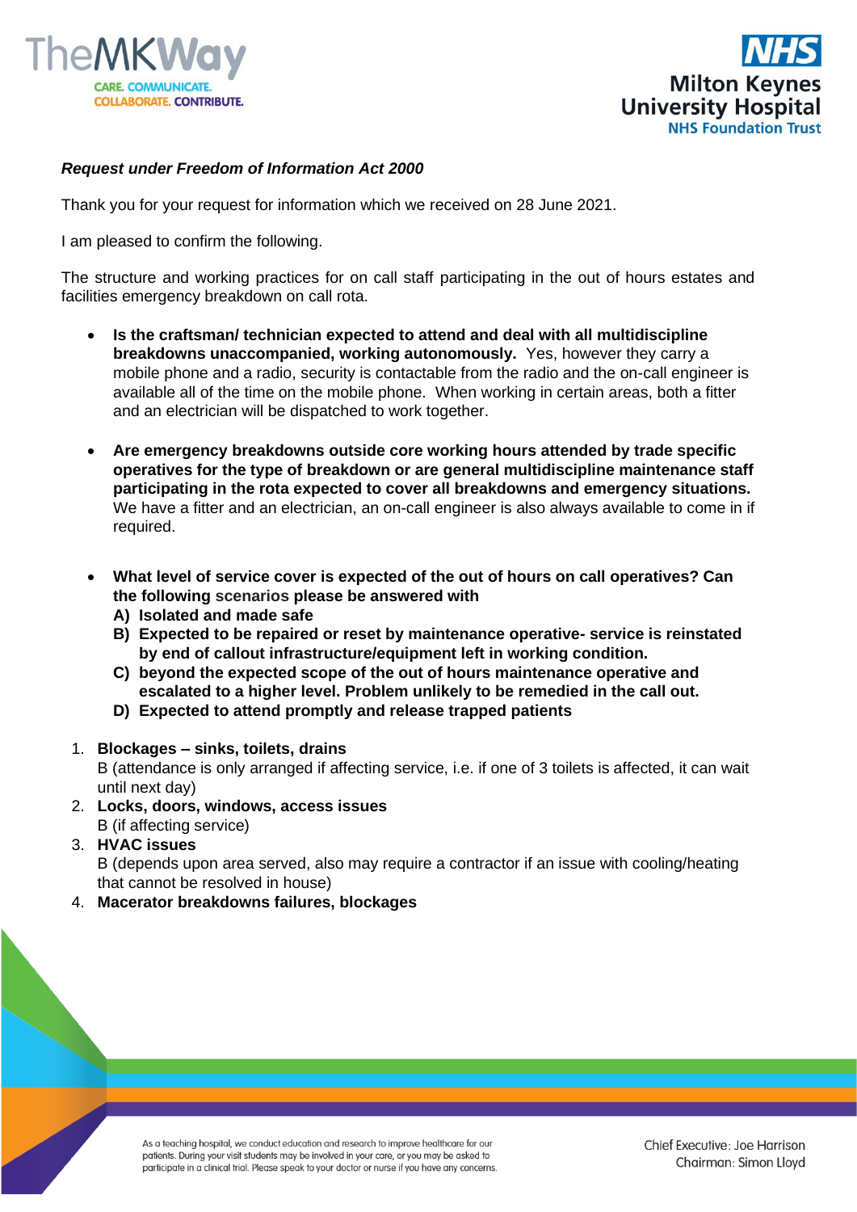*Request under Freedom of Information Act 2000*

Thank you for your request for information which we received on 28 June 2021.

I am pleased to confirm the following.

The structure and working practices for on call staff participating in the out of hours estates and facilities emergency breakdown on call rota.

- **Is the craftsman/ technician expected to attend and deal with all multidiscipline breakdowns unaccompanied, working autonomously.** Yes, however they carry a mobile phone and a radio, security is contactable from the radio and the on-call engineer is available all of the time on the mobile phone. When working in certain areas, both a fitter and an electrician will be dispatched to work together.

- **Are emergency breakdowns outside core working hours attended by trade specific operatives for the type of breakdown or are general multidiscipline maintenance staff participating in the rota expected to cover all breakdowns and emergency situations.** We have a fitter and an electrician, an on-call engineer is also always available to come in if required.

- **What level of service cover is expected of the out of hours on call operatives? Can the following scenarios please be answered with**
  **A) Isolated and made safe**
  **B) Expected to be repaired or reset by maintenance operative- service is reinstated by end of callout infrastructure/equipment left in working condition.**
  **C) beyond the expected scope of the out of hours maintenance operative and escalated to a higher level. Problem unlikely to be remedied in the call out.**
  **D) Expected to attend promptly and release trapped patients**

1. **Blockages – sinks, toilets, drains**
   B (attendance is only arranged if affecting service, i.e. if one of 3 toilets is affected, it can wait until next day)
2. **Locks, doors, windows, access issues**
   B (if affecting service)
3. **HVAC issues**
   B (depends upon area served, also may require a contractor if an issue with cooling/heating that cannot be resolved in house)
4. **Macerator breakdowns failures, blockages**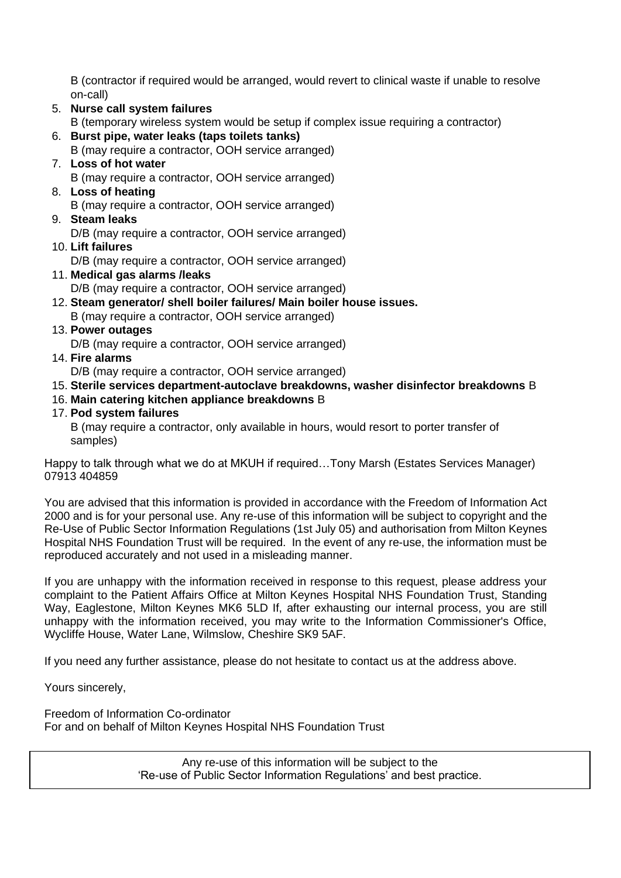B (contractor if required would be arranged, would revert to clinical waste if unable to resolve on-call)

5. **Nurse call system failures**
   B (temporary wireless system would be setup if complex issue requiring a contractor)
6. **Burst pipe, water leaks (taps toilets tanks)**
   B (may require a contractor, OOH service arranged)
7. **Loss of hot water**
   B (may require a contractor, OOH service arranged)
8. **Loss of heating**
   B (may require a contractor, OOH service arranged)
9. **Steam leaks**
   D/B (may require a contractor, OOH service arranged)
10. **Lift failures**
    D/B (may require a contractor, OOH service arranged)
11. **Medical gas alarms /leaks**
    D/B (may require a contractor, OOH service arranged)
12. **Steam generator/ shell boiler failures/ Main boiler house issues.**
    B (may require a contractor, OOH service arranged)
13. **Power outages**
    D/B (may require a contractor, OOH service arranged)
14. **Fire alarms**
    D/B (may require a contractor, OOH service arranged)
15. **Sterile services department-autoclave breakdowns, washer disinfector breakdowns** B
16. **Main catering kitchen appliance breakdowns** B
17. **Pod system failures**
    B (may require a contractor, only available in hours, would resort to porter transfer of samples)

Happy to talk through what we do at MKUH if required…Tony Marsh (Estates Services Manager) 07913 404859

You are advised that this information is provided in accordance with the Freedom of Information Act 2000 and is for your personal use. Any re-use of this information will be subject to copyright and the Re-Use of Public Sector Information Regulations (1st July 05) and authorisation from Milton Keynes Hospital NHS Foundation Trust will be required. In the event of any re-use, the information must be reproduced accurately and not used in a misleading manner.

If you are unhappy with the information received in response to this request, please address your complaint to the Patient Affairs Office at Milton Keynes Hospital NHS Foundation Trust, Standing Way, Eaglestone, Milton Keynes MK6 5LD If, after exhausting our internal process, you are still unhappy with the information received, you may write to the Information Commissioner's Office, Wycliffe House, Water Lane, Wilmslow, Cheshire SK9 5AF.

If you need any further assistance, please do not hesitate to contact us at the address above.

Yours sincerely,

Freedom of Information Co-ordinator
For and on behalf of Milton Keynes Hospital NHS Foundation Trust

Any re-use of this information will be subject to the 'Re-use of Public Sector Information Regulations' and best practice.